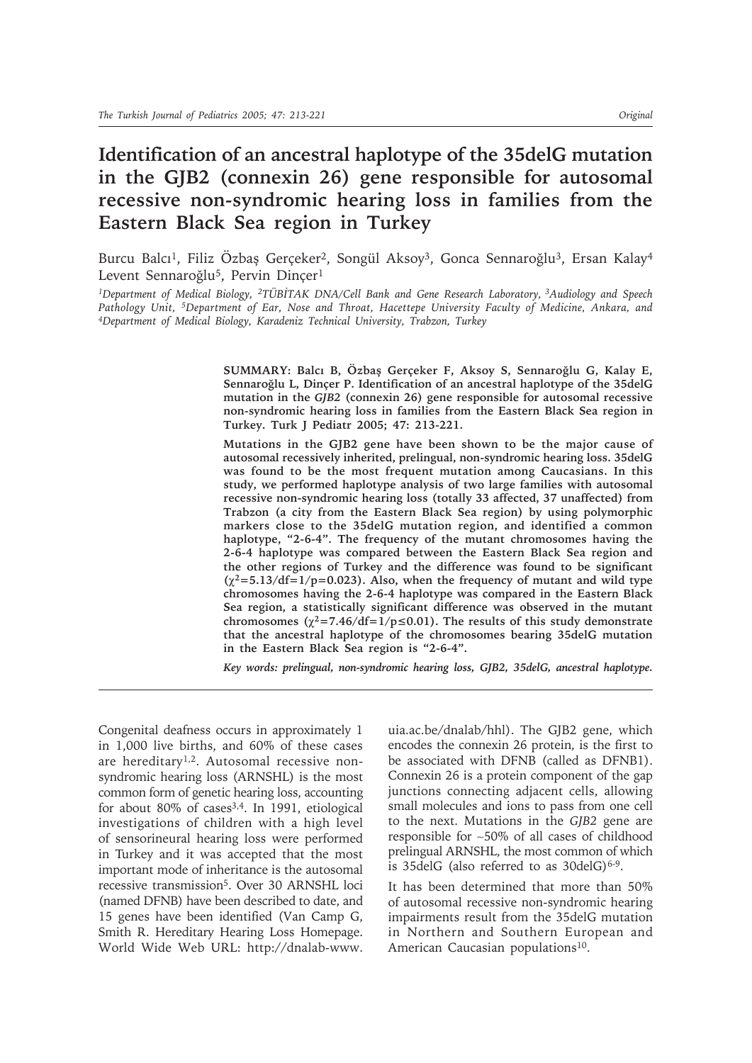# Identification of an ancestral haplotype of the 35delG mutation in the GJB2 (connexin 26) gene responsible for autosomal recessive non-syndromic hearing loss in families from the Eastern Black Sea region in Turkey

Burcu Balcı[1], Filiz Özbaş Gerçeker[2], Songül Aksoy[3], Gonca Sennaroğlu[3], Ersan Kalay[4] Levent Sennaroğlu[5], Pervin Dinçer[1]

[1]Department of Medical Biology, [2]TÜBİTAK DNA/Cell Bank and Gene Research Laboratory, [3]Audiology and Speech Pathology Unit, [5]Department of Ear, Nose and Throat, Hacettepe University Faculty of Medicine, Ankara, and [4]Department of Medical Biology, Karadeniz Technical University, Trabzon, Turkey

**SUMMARY: Balcı B, Özbaş Gerçeker F, Aksoy S, Sennaroğlu G, Kalay E, Sennaroğlu L, Dinçer P. Identification of an ancestral haplotype of the 35delG mutation in the *GJB2* (connexin 26) gene responsible for autosomal recessive non-syndromic hearing loss in families from the Eastern Black Sea region in Turkey. Turk J Pediatr 2005; 47: 213-221.**

**Mutations in the GJB2 gene have been shown to be the major cause of autosomal recessively inherited, prelingual, non-syndromic hearing loss. 35delG was found to be the most frequent mutation among Caucasians. In this study, we performed haplotype analysis of two large families with autosomal recessive non-syndromic hearing loss (totally 33 affected, 37 unaffected) from Trabzon (a city from the Eastern Black Sea region) by using polymorphic markers close to the 35delG mutation region, and identified a common haplotype, "2-6-4". The frequency of the mutant chromosomes having the 2-6-4 haplotype was compared between the Eastern Black Sea region and the other regions of Turkey and the difference was found to be significant ($\chi^2$=5.13/df=1/p=0.023). Also, when the frequency of mutant and wild type chromosomes having the 2-6-4 haplotype was compared in the Eastern Black Sea region, a statistically significant difference was observed in the mutant chromosomes ($\chi^2$=7.46/df=1/p≤0.01). The results of this study demonstrate that the ancestral haplotype of the chromosomes bearing 35delG mutation in the Eastern Black Sea region is "2-6-4".**

***Key words: prelingual, non-syndromic hearing loss, GJB2, 35delG, ancestral haplotype.***

Congenital deafness occurs in approximately 1 in 1,000 live births, and 60% of these cases are hereditary[1,2]. Autosomal recessive non-syndromic hearing loss (ARNSHL) is the most common form of genetic hearing loss, accounting for about 80% of cases[3,4]. In 1991, etiological investigations of children with a high level of sensorineural hearing loss were performed in Turkey and it was accepted that the most important mode of inheritance is the autosomal recessive transmission[5]. Over 30 ARNSHL loci (named DFNB) have been described to date, and 15 genes have been identified (Van Camp G, Smith R. Hereditary Hearing Loss Homepage. World Wide Web URL: http://dnalab-www.uia.ac.be/dnalab/hhl). The GJB2 gene, which encodes the connexin 26 protein, is the first to be associated with DFNB (called as DFNB1). Connexin 26 is a protein component of the gap junctions connecting adjacent cells, allowing small molecules and ions to pass from one cell to the next. Mutations in the *GJB2* are responsible for ~50% of all cases of childhood prelingual ARNSHL, the most common of which is 35delG (also referred to as 30delG)[6-9].

It has been determined that more than 50% of autosomal recessive non-syndromic hearing impairments result from the 35delG mutation in Northern and Southern European and American Caucasian populations[10].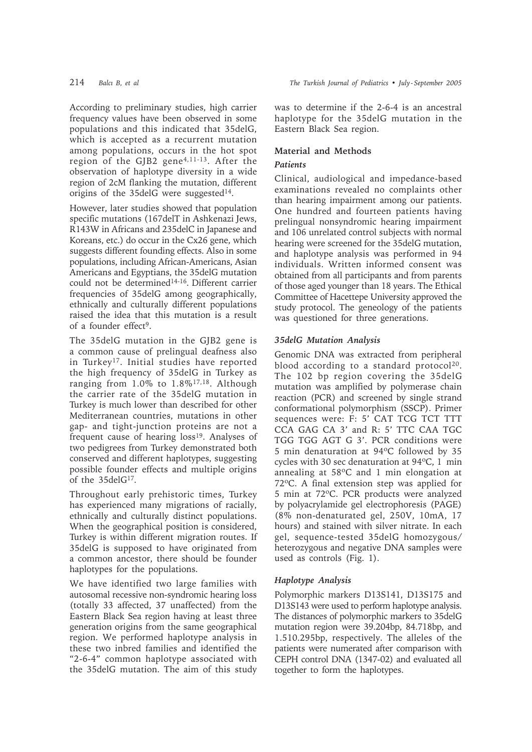According to preliminary studies, high carrier frequency values have been observed in some populations and this indicated that 35delG, which is accepted as a recurrent mutation among populations, occurs in the hot spot region of the GJB2 gene[4,11-13]. After the observation of haplotype diversity in a wide region of 2cM flanking the mutation, different origins of the 35delG were suggested[14].

However, later studies showed that population specific mutations (167delT in Ashkenazi Jews, R143W in Africans and 235delC in Japanese and Koreans, etc.) do occur in the Cx26 gene, which suggests different founding effects. Also in some populations, including African-Americans, Asian Americans and Egyptians, the 35delG mutation could not be determined[14-16]. Different carrier frequencies of 35delG among geographically, ethnically and culturally different populations raised the idea that this mutation is a result of a founder effect[9].

The 35delG mutation in the GJB2 gene is a common cause of prelingual deafness also in Turkey[17]. Initial studies have reported the high frequency of 35delG in Turkey as ranging from 1.0% to 1.8%[17,18]. Although the carrier rate of the 35delG mutation in Turkey is much lower than described for other Mediterranean countries, mutations in other gap- and tight-junction proteins are not a frequent cause of hearing loss[19]. Analyses of two pedigrees from Turkey demonstrated both conserved and different haplotypes, suggesting possible founder effects and multiple origins of the 35delG[17].

Throughout early prehistoric times, Turkey has experienced many migrations of racially, ethnically and culturally distinct populations. When the geographical position is considered, Turkey is within different migration routes. If 35delG is supposed to have originated from a common ancestor, there should be founder haplotypes for the populations.

We have identified two large families with autosomal recessive non-syndromic hearing loss (totally 33 affected, 37 unaffected) from the Eastern Black Sea region having at least three generation origins from the same geographical region. We performed haplotype analysis in these two inbred families and identified the "2-6-4" common haplotype associated with the 35delG mutation. The aim of this study was to determine if the 2-6-4 is an ancestral haplotype for the 35delG mutation in the Eastern Black Sea region.

## Material and Methods

### *Patients*

Clinical, audiological and impedance-based examinations revealed no complaints other than hearing impairment among our patients. One hundred and fourteen patients having prelingual nonsyndromic hearing impairment and 106 unrelated control subjects with normal hearing were screened for the 35delG mutation, and haplotype analysis was performed in 94 individuals. Written informed consent was obtained from all participants and from parents of those aged younger than 18 years. The Ethical Committee of Hacettepe University approved the study protocol. The geneology of the patients was questioned for three generations.

### *35delG Mutation Analysis*

Genomic DNA was extracted from peripheral blood according to a standard protocol[20]. The 102 bp region covering the 35delG mutation was amplified by polymerase chain reaction (PCR) and screened by single strand conformational polymorphism (SSCP). Primer sequences were: F: 5' CAT TCG TCT TTT CCA GAG CA 3' and R: 5' TTC CAA TGC TGG TGG AGT G 3'. PCR conditions were 5 min denaturation at 94°C followed by 35 cycles with 30 sec denaturation at 94°C, 1 min annealing at 58°C and 1 min elongation at 72°C. A final extension step was applied for 5 min at 72°C. PCR products were analyzed by polyacrylamide gel electrophoresis (PAGE) (8% non-denaturated gel, 250V, 10mA, 17 hours) and stained with silver nitrate. In each gel, sequence-tested 35delG homozygous/heterozygous and negative DNA samples were used as controls (Fig. 1).

### *Haplotype Analysis*

Polymorphic markers D13S141, D13S175 and D13S143 were used to perform haplotype analysis. The distances of polymorphic markers to 35delG mutation region were 39.204bp, 84.718bp, and 1.510.295bp, respectively. The alleles of the patients were numerated after comparison with CEPH control DNA (1347-02) and evaluated all together to form the haplotypes.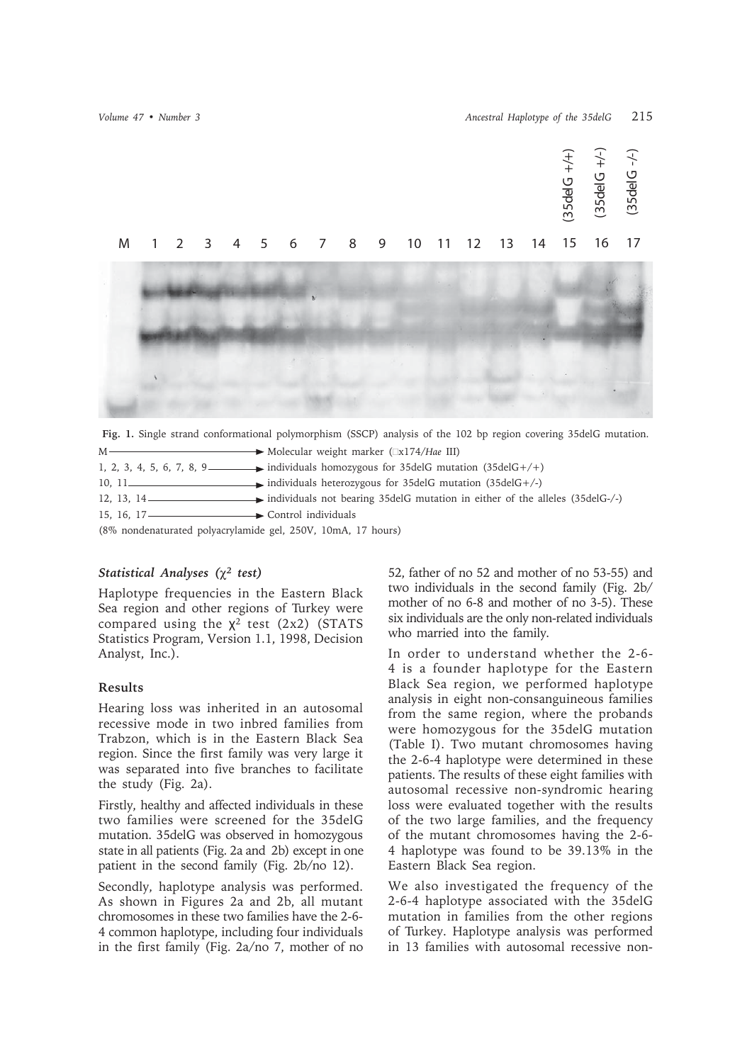Fig. 1. Single strand conformational polymorphism (SSCP) analysis of the 102 bp region covering 35delG mutation.

M → Molecular weight marker (□x174/*Hae* III)

1, 2, 3, 4, 5, 6, 7, 8, 9 → individuals homozygous for 35delG mutation (35delG+/+)

10, 11 → individuals heterozygous for 35delG mutation (35delG+/-)

12, 13, 14 → individuals not bearing 35delG mutation in either of the alleles (35delG-/-)

15, 16, 17 → Control individuals

(8% nondenaturated polyacrylamide gel, 250V, 10mA, 17 hours)

### *Statistical Analyses ($\chi^2$ test)*

Haplotype frequencies in the Eastern Black Sea region and other regions of Turkey were compared using the $\chi^2$ test (2x2) (STATS Statistics Program, Version 1.1, 1998, Decision Analyst, Inc.).

## Results

Hearing loss was inherited in an autosomal recessive mode in two inbred families from Trabzon, which is in the Eastern Black Sea region. Since the first family was very large it was separated into five branches to facilitate the study (Fig. 2a).

Firstly, healthy and affected individuals in these two families were screened for the 35delG mutation. 35delG was observed in homozygous state in all patients (Fig. 2a and 2b) except in one patient in the second family (Fig. 2b/no 12).

Secondly, haplotype analysis was performed. As shown in Figures 2a and 2b, all mutant chromosomes in these two families have the 2-6-4 common haplotype, including four individuals in the first family (Fig. 2a/no 7, mother of no 52, father of no 52 and mother of no 53-55) and two individuals in the second family (Fig. 2b/ mother of no 6-8 and mother of no 3-5). These six individuals are the only non-related individuals who married into the family.

In order to understand whether the 2-6-4 is a founder haplotype for the Eastern Black Sea region, we performed haplotype analysis in eight non-consanguineous families from the same region, where the probands were homozygous for the 35delG mutation (Table I). Two mutant chromosomes having the 2-6-4 haplotype were determined in these patients. The results of these eight families with autosomal recessive non-syndromic hearing loss were evaluated together with the results of the two large families, and the frequency of the mutant chromosomes having the 2-6-4 haplotype was found to be 39.13% in the Eastern Black Sea region.

We also investigated the frequency of the 2-6-4 haplotype associated with the 35delG mutation in families from the other regions of Turkey. Haplotype analysis was performed in 13 families with autosomal recessive non-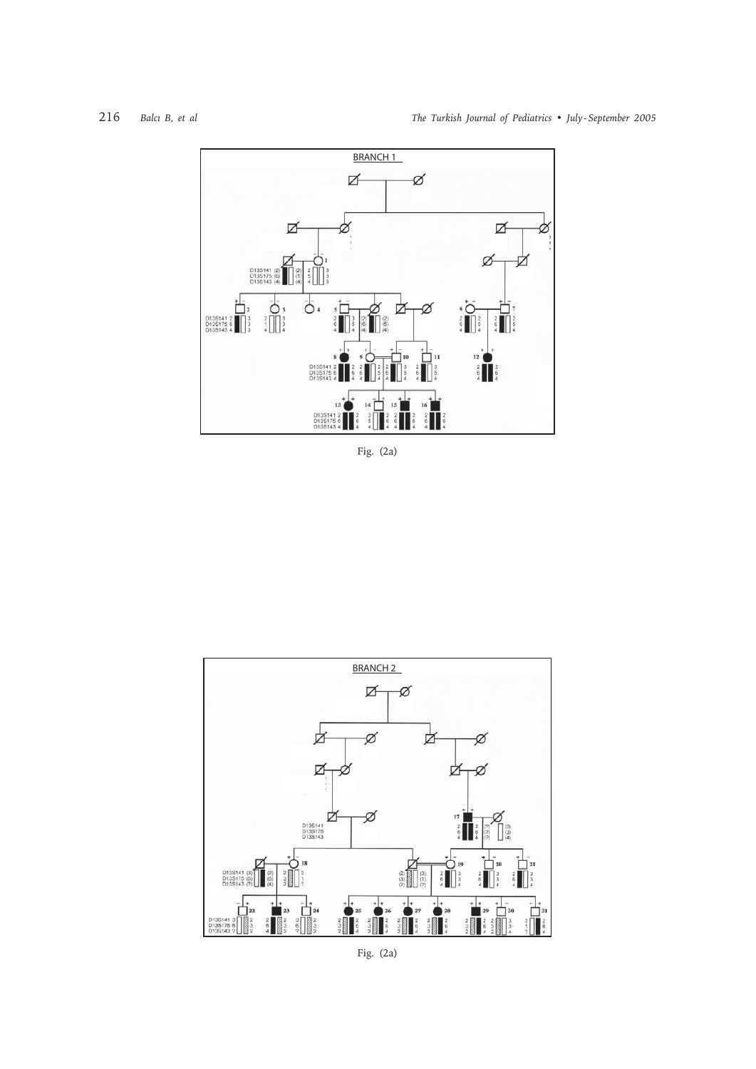Fig. (2a)

Fig. (2a)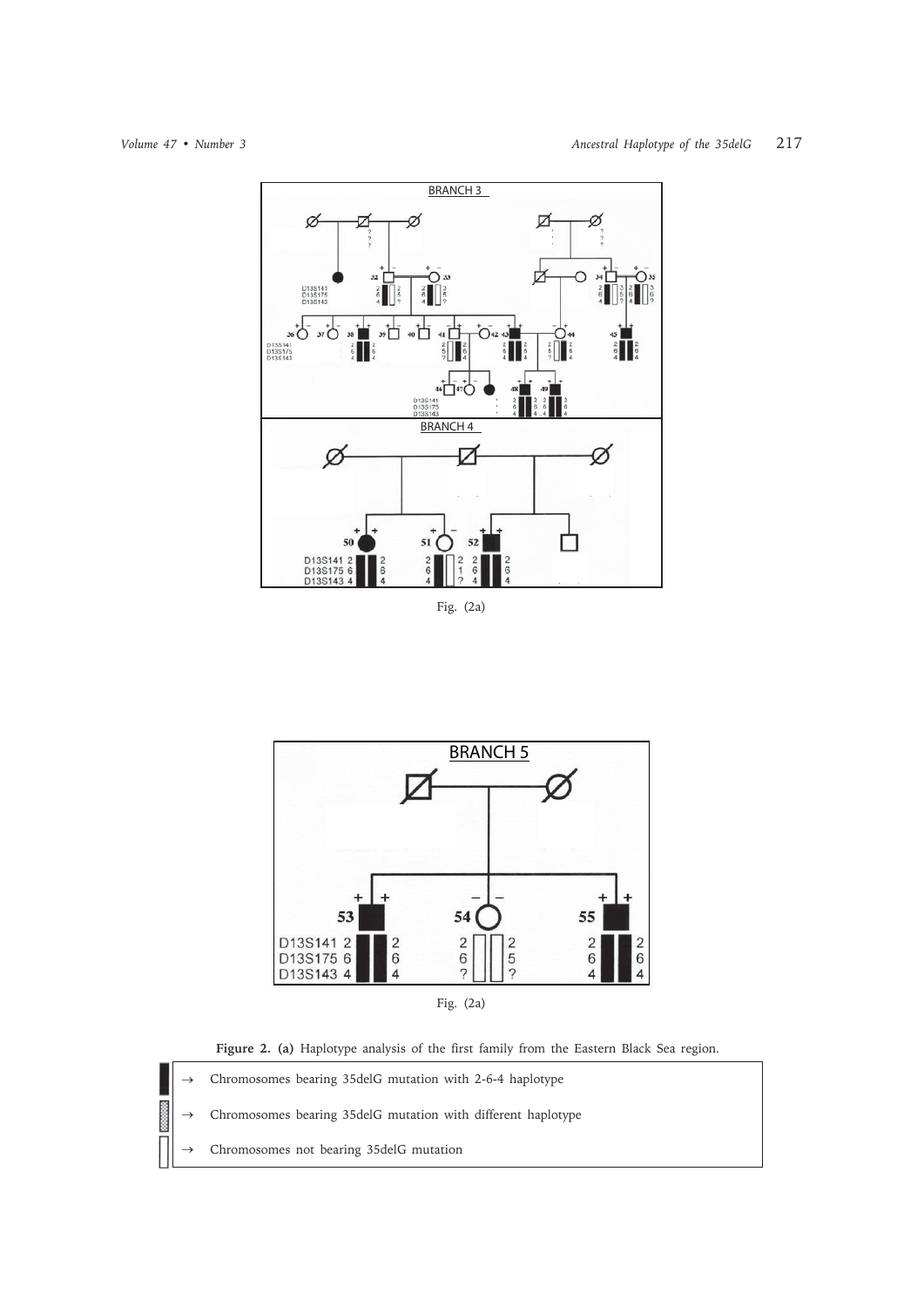Fig. (2a)

Fig. (2a)

**Figure 2. (a)** Haplotype analysis of the first family from the Eastern Black Sea region.

→ Chromosomes bearing 35delG mutation with 2-6-4 haplotype

→ Chromosomes bearing 35delG mutation with different haplotype

→ Chromosomes not bearing 35delG mutation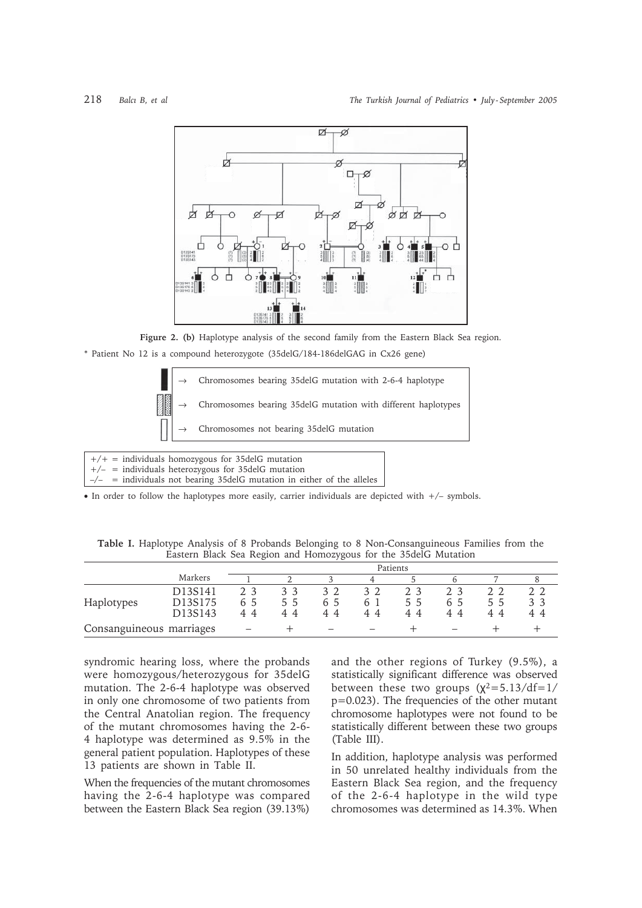**Figure 2. (b)** Haplotype analysis of the second family from the Eastern Black Sea region.

\* Patient No 12 is a compound heterozygote (35delG/184-186delGAG in Cx26 gene)

- → Chromosomes bearing 35delG mutation with 2-6-4 haplotype
- → Chromosomes bearing 35delG mutation with different haplotypes
- → Chromosomes not bearing 35delG mutation

+/+ = individuals homozygous for 35delG mutation
+/– = individuals heterozygous for 35delG mutation
–/– = individuals not bearing 35delG mutation in either of the alleles

• In order to follow the haplotypes more easily, carrier individuals are depicted with +/– symbols.

**Table I.** Haplotype Analysis of 8 Probands Belonging to 8 Non-Consanguineous Families from the Eastern Black Sea Region and Homozygous for the 35delG Mutation

| | Markers | Patients | | | | | | | |
|---|---|---|---|---|---|---|---|---|---|
| | | 1 | 2 | 3 | 4 | 5 | 6 | 7 | 8 |
| Haplotypes | D13S141 | 2 3 | 3 3 | 3 2 | 3 2 | 2 3 | 2 3 | 2 2 | 2 2 |
| | D13S175 | 6 5 | 5 5 | 6 5 | 6 1 | 5 5 | 6 5 | 5 5 | 3 3 |
| | D13S143 | 4 4 | 4 4 | 4 4 | 4 4 | 4 4 | 4 4 | 4 4 | 4 4 |
| Consanguineous marriages | | – | + | – | – | + | – | + | + |

syndromic hearing loss, where the probands were homozygous/heterozygous for 35delG mutation. The 2-6-4 haplotype was observed in only one chromosome of two patients from the Central Anatolian region. The frequency of the mutant chromosomes having the 2-6-4 haplotype was determined as 9.5% in the general patient population. Haplotypes of these 13 patients are shown in Table II.

When the frequencies of the mutant chromosomes having the 2-6-4 haplotype was compared between the Eastern Black Sea region (39.13%) and the other regions of Turkey (9.5%), a statistically significant difference was observed between these two groups ($\chi^2$=5.13/df=1/p=0.023). The frequencies of the other mutant chromosome haplotypes were not found to be statistically different between these two groups (Table III).

In addition, haplotype analysis was performed in 50 unrelated healthy individuals from the Eastern Black Sea region, and the frequency of the 2-6-4 haplotype in the wild type chromosomes was determined as 14.3%. When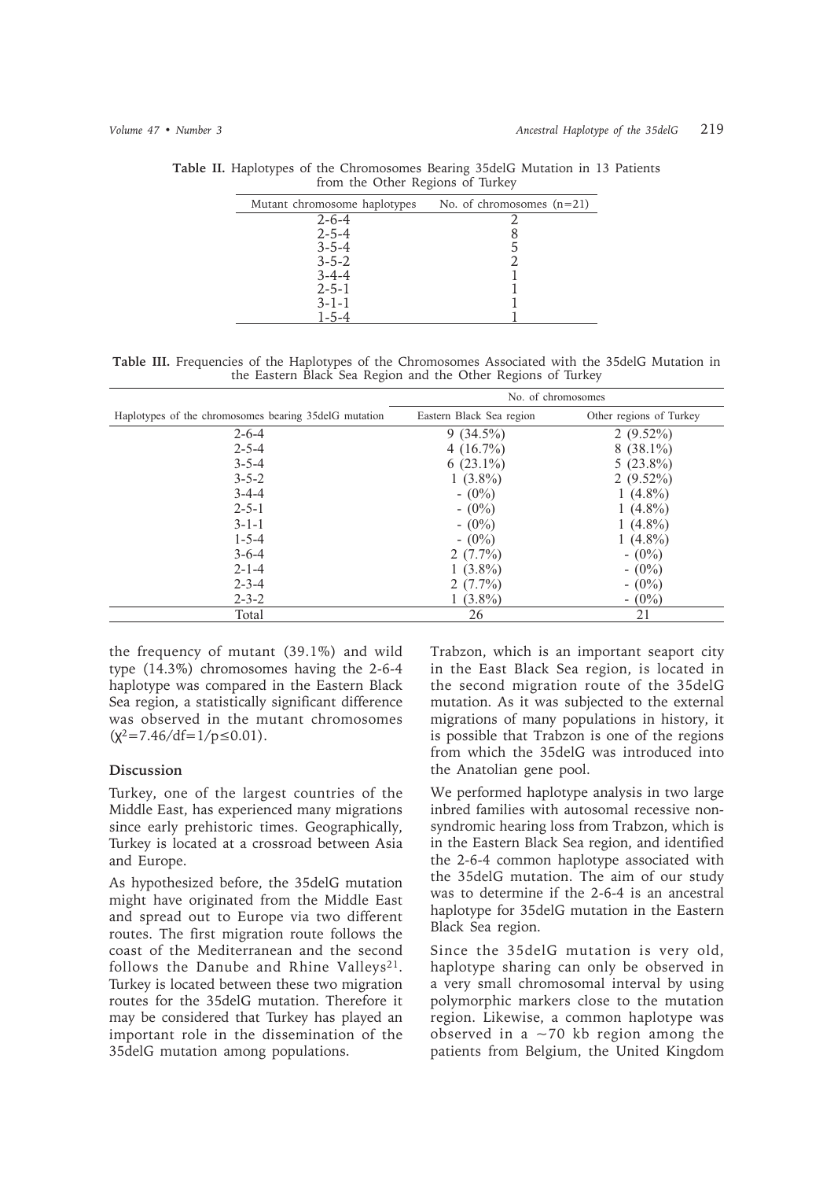**Table II.** Haplotypes of the Chromosomes Bearing 35delG Mutation in 13 Patients from the Other Regions of Turkey

| Mutant chromosome haplotypes | No. of chromosomes (n=21) |
|---|---|
| 2-6-4 | 2 |
| 2-5-4 | 8 |
| 3-5-4 | 5 |
| 3-5-2 | 2 |
| 3-4-4 | 1 |
| 2-5-1 | 1 |
| 3-1-1 | 1 |
| 1-5-4 | 1 |

**Table III.** Frequencies of the Haplotypes of the Chromosomes Associated with the 35delG Mutation in the Eastern Black Sea Region and the Other Regions of Turkey

| | No. of chromosomes | |
|---|---|---|
| Haplotypes of the chromosomes bearing 35delG mutation | Eastern Black Sea region | Other regions of Turkey |
| 2-6-4 | 9 (34.5%) | 2 (9.52%) |
| 2-5-4 | 4 (16.7%) | 8 (38.1%) |
| 3-5-4 | 6 (23.1%) | 5 (23.8%) |
| 3-5-2 | 1 (3.8%) | 2 (9.52%) |
| 3-4-4 | - (0%) | 1 (4.8%) |
| 2-5-1 | - (0%) | 1 (4.8%) |
| 3-1-1 | - (0%) | 1 (4.8%) |
| 1-5-4 | - (0%) | 1 (4.8%) |
| 3-6-4 | 2 (7.7%) | - (0%) |
| 2-1-4 | 1 (3.8%) | - (0%) |
| 2-3-4 | 2 (7.7%) | - (0%) |
| 2-3-2 | 1 (3.8%) | - (0%) |
| Total | 26 | 21 |

the frequency of mutant (39.1%) and wild type (14.3%) chromosomes having the 2-6-4 haplotype was compared in the Eastern Black Sea region, a statistically significant difference was observed in the mutant chromosomes ($\chi^2$=7.46/df=1/p≤0.01).

## Discussion

Turkey, one of the largest countries of the Middle East, has experienced many migrations since early prehistoric times. Geographically, Turkey is located at a crossroad between Asia and Europe.

As hypothesized before, the 35delG mutation might have originated from the Middle East and spread out to Europe via two different routes. The first migration route follows the coast of the Mediterranean and the second follows the Danube and Rhine Valleys[21]. Turkey is located between these two migration routes for the 35delG mutation. Therefore it may be considered that Turkey has played an important role in the dissemination of the 35delG mutation among populations.

Trabzon, which is an important seaport city in the East Black Sea region, is located in the second migration route of the 35delG mutation. As it was subjected to the external migrations of many populations in history, it is possible that Trabzon is one of the regions from which the 35delG was introduced into the Anatolian gene pool.

We performed haplotype analysis in two large inbred families with autosomal recessive non-syndromic hearing loss from Trabzon, which is in the Eastern Black Sea region, and identified the 2-6-4 common haplotype associated with the 35delG mutation. The aim of our study was to determine if the 2-6-4 is an ancestral haplotype for 35delG mutation in the Eastern Black Sea region.

Since the 35delG mutation is very old, haplotype sharing can only be observed in a very small chromosomal interval by using polymorphic markers close to the mutation region. Likewise, a common haplotype was observed in a ~70 kb region among the patients from Belgium, the United Kingdom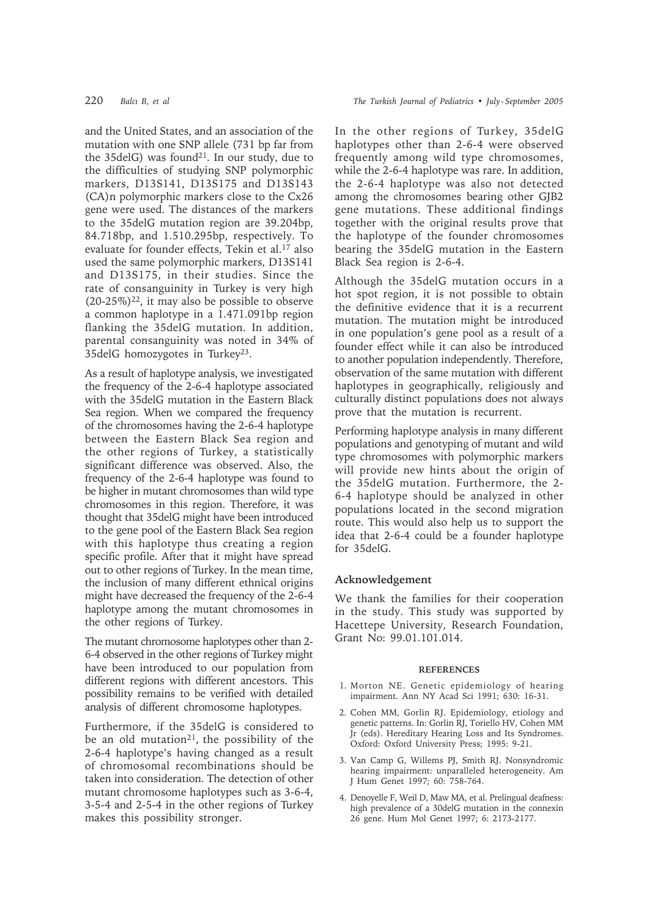and the United States, and an association of the mutation with one SNP allele (731 bp far from the 35delG) was found[21]. In our study, due to the difficulties of studying SNP polymorphic markers, D13S141, D13S175 and D13S143 (CA)n polymorphic markers close to the Cx26 gene were used. The distances of the markers to the 35delG mutation region are 39.204bp, 84.718bp, and 1.510.295bp, respectively. To evaluate for founder effects, Tekin et al.[17] also used the same polymorphic markers, D13S141 and D13S175, in their studies. Since the rate of consanguinity in Turkey is very high (20-25%)[22], it may also be possible to observe a common haplotype in a 1.471.091bp region flanking the 35delG mutation. In addition, parental consanguinity was noted in 34% of 35delG homozygotes in Turkey[23].

As a result of haplotype analysis, we investigated the frequency of the 2-6-4 haplotype associated with the 35delG mutation in the Eastern Black Sea region. When we compared the frequency of the chromosomes having the 2-6-4 haplotype between the Eastern Black Sea region and the other regions of Turkey, a statistically significant difference was observed. Also, the frequency of the 2-6-4 haplotype was found to be higher in mutant chromosomes than wild type chromosomes in this region. Therefore, it was thought that 35delG might have been introduced to the gene pool of the Eastern Black Sea region with this haplotype thus creating a region specific profile. After that it might have spread out to other regions of Turkey. In the mean time, the inclusion of many different ethnical origins might have decreased the frequency of the 2-6-4 haplotype among the mutant chromosomes in the other regions of Turkey.

The mutant chromosome haplotypes other than 2-6-4 observed in the other regions of Turkey might have been introduced to our population from different regions with different ancestors. This possibility remains to be verified with detailed analysis of different chromosome haplotypes.

Furthermore, if the 35delG is considered to be an old mutation[21], the possibility of the 2-6-4 haplotype's having changed as a result of chromosomal recombinations should be taken into consideration. The detection of other mutant chromosome haplotypes such as 3-6-4, 3-5-4 and 2-5-4 in the other regions of Turkey makes this possibility stronger.

In the other regions of Turkey, 35delG haplotypes other than 2-6-4 were observed frequently among wild type chromosomes, while the 2-6-4 haplotype was rare. In addition, the 2-6-4 haplotype was also not detected among the chromosomes bearing other GJB2 gene mutations. These additional findings together with the original results prove that the haplotype of the founder chromosomes bearing the 35delG mutation in the Eastern Black Sea region is 2-6-4.

Although the 35delG mutation occurs in a hot spot region, it is not possible to obtain the definitive evidence that it is a recurrent mutation. The mutation might be introduced in one population's gene pool as a result of a founder effect while it can also be introduced to another population independently. Therefore, observation of the same mutation with different haplotypes in geographically, religiously and culturally distinct populations does not always prove that the mutation is recurrent.

Performing haplotype analysis in many different populations and genotyping of mutant and wild type chromosomes with polymorphic markers will provide new hints about the origin of the 35delG mutation. Furthermore, the 2-6-4 haplotype should be analyzed in other populations located in the second migration route. This would also help us to support the idea that 2-6-4 could be a founder haplotype for 35delG.

## Acknowledgement

We thank the families for their cooperation in the study. This study was supported by Hacettepe University, Research Foundation, Grant No: 99.01.101.014.

## REFERENCES

1. Morton NE. Genetic epidemiology of hearing impairment. Ann NY Acad Sci 1991; 630: 16-31.
2. Cohen MM, Gorlin RJ. Epidemiology, etiology and genetic patterns. In: Gorlin RJ, Toriello HV, Cohen MM Jr (eds). Hereditary Hearing Loss and Its Syndromes. Oxford: Oxford University Press; 1995: 9-21.
3. Van Camp G, Willems PJ, Smith RJ. Nonsyndromic hearing impairment: unparalleled heterogeneity. Am J Hum Genet 1997; 60: 758-764.
4. Denoyelle F, Weil D, Maw MA, et al. Prelingual deafness: high prevalence of a 30delG mutation in the connexin 26 gene. Hum Mol Genet 1997; 6: 2173-2177.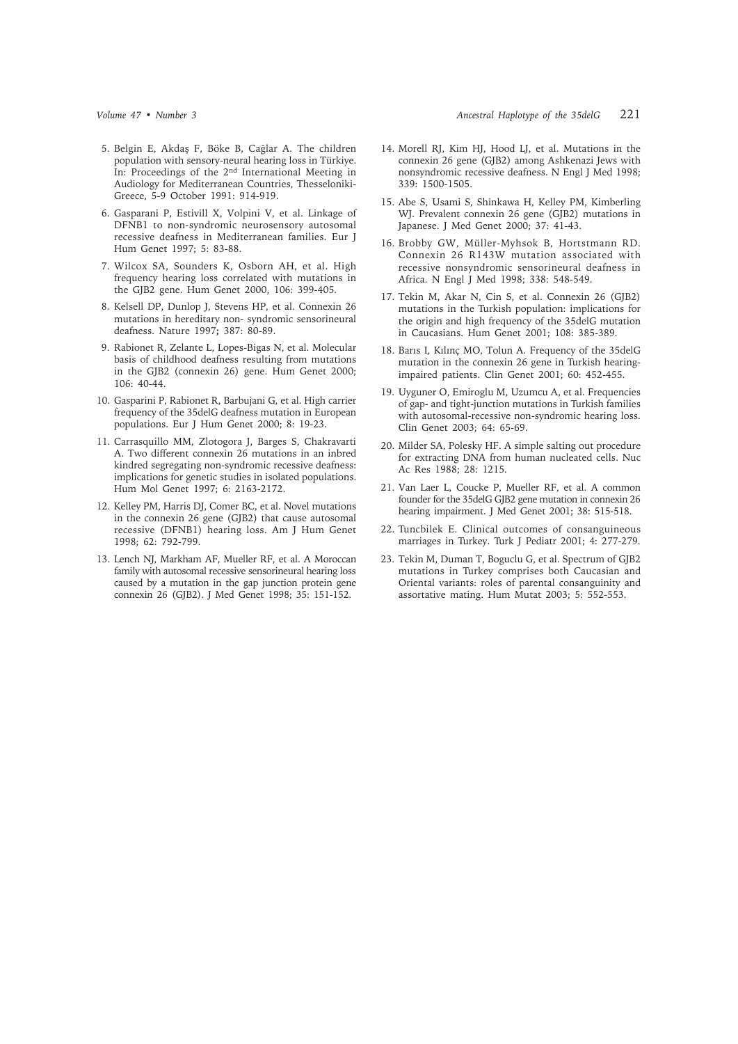5. Belgin E, Akdaş F, Böke B, Cağlar A. The children population with sensory-neural hearing loss in Türkiye. In: Proceedings of the 2nd International Meeting in Audiology for Mediterranean Countries, Thesseloniki-Greece, 5-9 October 1991: 914-919.

6. Gasparani P, Estivill X, Volpini V, et al. Linkage of DFNB1 to non-syndromic neurosensory autosomal recessive deafness in Mediterranean families. Eur J Hum Genet 1997; 5: 83-88.

7. Wilcox SA, Sounders K, Osborn AH, et al. High frequency hearing loss correlated with mutations in the GJB2 gene. Hum Genet 2000, 106: 399-405.

8. Kelsell DP, Dunlop J, Stevens HP, et al. Connexin 26 mutations in hereditary non- syndromic sensorineural deafness. Nature 1997; 387: 80-89.

9. Rabionet R, Zelante L, Lopes-Bigas N, et al. Molecular basis of childhood deafness resulting from mutations in the GJB2 (connexin 26) gene. Hum Genet 2000; 106: 40-44.

10. Gasparini P, Rabionet R, Barbujani G, et al. High carrier frequency of the 35delG deafness mutation in European populations. Eur J Hum Genet 2000; 8: 19-23.

11. Carrasquillo MM, Zlotogora J, Barges S, Chakravarti A. Two different connexin 26 mutations in an inbred kindred segregating non-syndromic recessive deafness: implications for genetic studies in isolated populations. Hum Mol Genet 1997; 6: 2163-2172.

12. Kelley PM, Harris DJ, Comer BC, et al. Novel mutations in the connexin 26 gene (GJB2) that cause autosomal recessive (DFNB1) hearing loss. Am J Hum Genet 1998; 62: 792-799.

13. Lench NJ, Markham AF, Mueller RF, et al. A Moroccan family with autosomal recessive sensorineural hearing loss caused by a mutation in the gap junction protein gene connexin 26 (GJB2). J Med Genet 1998; 35: 151-152.

14. Morell RJ, Kim HJ, Hood LJ, et al. Mutations in the connexin 26 gene (GJB2) among Ashkenazi Jews with nonsyndromic recessive deafness. N Engl J Med 1998; 339: 1500-1505.

15. Abe S, Usami S, Shinkawa H, Kelley PM, Kimberling WJ. Prevalent connexin 26 gene (GJB2) mutations in Japanese. J Med Genet 2000; 37: 41-43.

16. Brobby GW, Müller-Myhsok B, Hortstmann RD. Connexin 26 R143W mutation associated with recessive nonsyndromic sensorineural deafness in Africa. N Engl J Med 1998; 338: 548-549.

17. Tekin M, Akar N, Cin S, et al. Connexin 26 (GJB2) mutations in the Turkish population: implications for the origin and high frequency of the 35delG mutation in Caucasians. Hum Genet 2001; 108: 385-389.

18. Barıs I, Kılınç MO, Tolun A. Frequency of the 35delG mutation in the connexin 26 gene in Turkish hearing-impaired patients. Clin Genet 2001; 60: 452-455.

19. Uyguner O, Emiroglu M, Uzumcu A, et al. Frequencies of gap- and tight-junction mutations in Turkish families with autosomal-recessive non-syndromic hearing loss. Clin Genet 2003; 64: 65-69.

20. Milder SA, Polesky HF. A simple salting out procedure for extracting DNA from human nucleated cells. Nuc Ac Res 1988; 28: 1215.

21. Van Laer L, Coucke P, Mueller RF, et al. A common founder for the 35delG GJB2 gene mutation in connexin 26 hearing impairment. J Med Genet 2001; 38: 515-518.

22. Tuncbilek E. Clinical outcomes of consanguineous marriages in Turkey. Turk J Pediatr 2001; 4: 277-279.

23. Tekin M, Duman T, Boguclu G, et al. Spectrum of GJB2 mutations in Turkey comprises both Caucasian and Oriental variants: roles of parental consanguinity and assortative mating. Hum Mutat 2003; 5: 552-553.